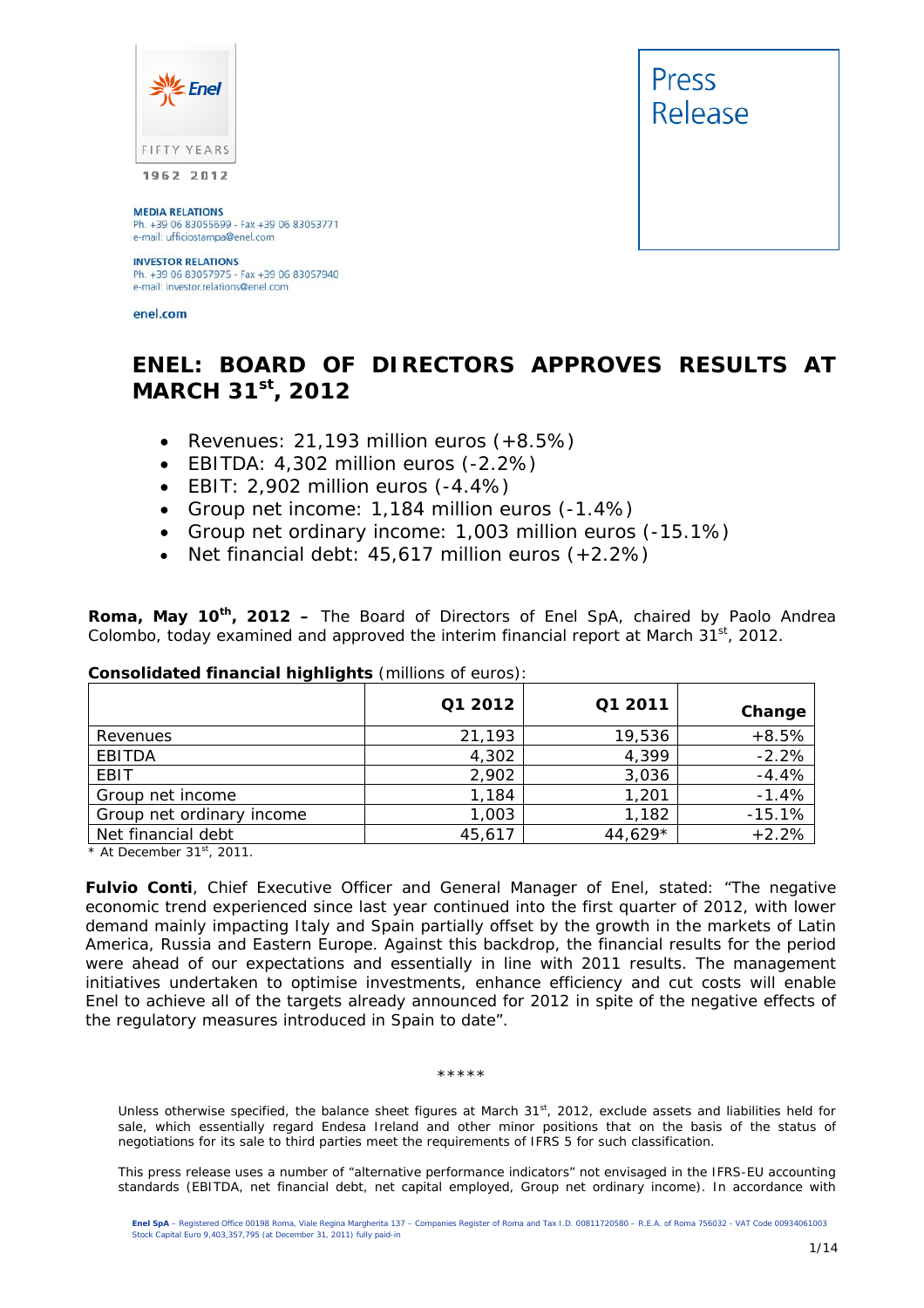Enel

FIFTY YEARS

1962 2012

**MEDIA RELATIONS**
Ph. +39 06 83055699 - Fax +39 06 83053771
e-mail: ufficiostampa@enel.com

**INVESTOR RELATIONS**
Ph. +39 06 83057975 - Fax +39 06 83057940
e-mail: investor.relations@enel.com

**enel.com**

Press Release

# ENEL: BOARD OF DIRECTORS APPROVES RESULTS AT MARCH 31st, 2012

- Revenues: 21,193 million euros (+8.5%)
- EBITDA: 4,302 million euros (-2.2%)
- EBIT: 2,902 million euros (-4.4%)
- Group net income: 1,184 million euros (-1.4%)
- Group net ordinary income: 1,003 million euros (-15.1%)
- Net financial debt: 45,617 million euros (+2.2%)

**Roma, May 10th, 2012 –** The Board of Directors of Enel SpA, chaired by Paolo Andrea Colombo, today examined and approved the interim financial report at March 31st, 2012.

**Consolidated financial highlights** (millions of euros):

| | Q1 2012 | Q1 2011 | Change |
|---|---|---|---|
| Revenues | 21,193 | 19,536 | +8.5% |
| EBITDA | 4,302 | 4,399 | -2.2% |
| EBIT | 2,902 | 3,036 | -4.4% |
| Group net income | 1,184 | 1,201 | -1.4% |
| Group net ordinary income | 1,003 | 1,182 | -15.1% |
| Net financial debt | 45,617 | 44,629* | +2.2% |

\* At December 31st, 2011.

**Fulvio Conti**, Chief Executive Officer and General Manager of Enel, stated: "The negative economic trend experienced since last year continued into the first quarter of 2012, with lower demand mainly impacting Italy and Spain partially offset by the growth in the markets of Latin America, Russia and Eastern Europe. Against this backdrop, the financial results for the period were ahead of our expectations and essentially in line with 2011 results. The management initiatives undertaken to optimise investments, enhance efficiency and cut costs will enable Enel to achieve all of the targets already announced for 2012 in spite of the negative effects of the regulatory measures introduced in Spain to date".

\*\*\*\*\*

Unless otherwise specified, the balance sheet figures at March 31st, 2012, exclude assets and liabilities held for sale, which essentially regard Endesa Ireland and other minor positions that on the basis of the status of negotiations for its sale to third parties meet the requirements of IFRS 5 for such classification.

This press release uses a number of "alternative performance indicators" not envisaged in the IFRS-EU accounting standards (EBITDA, net financial debt, net capital employed, Group net ordinary income). In accordance with

Enel SpA – Registered Office 00198 Roma, Viale Regina Margherita 137 – Companies Register of Roma and Tax I.D. 00811720580 – R.E.A. of Roma 756032 – VAT Code 00934061003
Stock Capital Euro 9,403,357,795 (at December 31, 2011) fully paid-in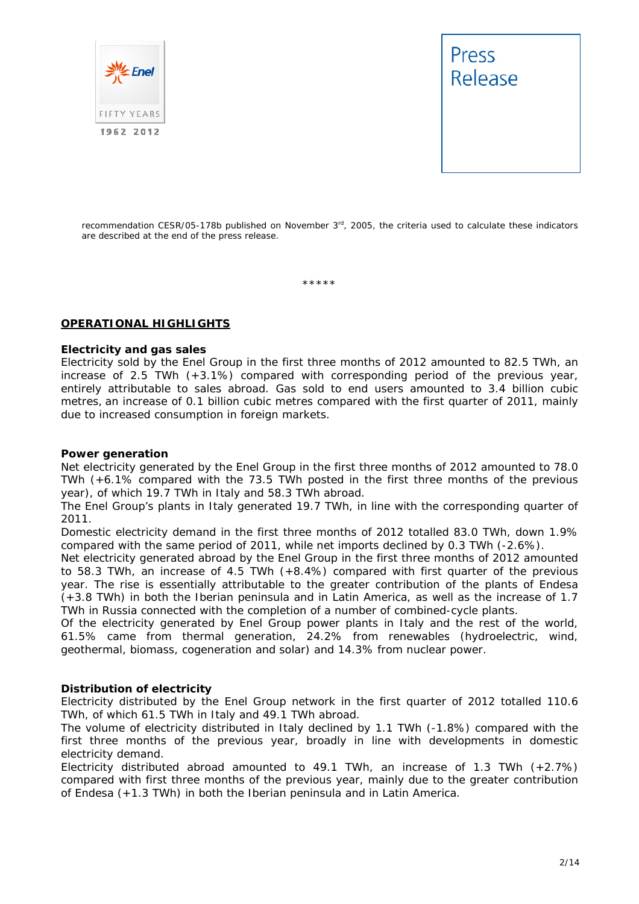recommendation CESR/05-178b published on November 3rd, 2005, the criteria used to calculate these indicators are described at the end of the press release.

*****

## OPERATIONAL HIGHLIGHTS

**Electricity and gas sales**

Electricity sold by the Enel Group in the first three months of 2012 amounted to 82.5 TWh, an increase of 2.5 TWh (+3.1%) compared with corresponding period of the previous year, entirely attributable to sales abroad. Gas sold to end users amounted to 3.4 billion cubic metres, an increase of 0.1 billion cubic metres compared with the first quarter of 2011, mainly due to increased consumption in foreign markets.

**Power generation**

Net electricity generated by the Enel Group in the first three months of 2012 amounted to 78.0 TWh (+6.1% compared with the 73.5 TWh posted in the first three months of the previous year), of which 19.7 TWh in Italy and 58.3 TWh abroad.

The Enel Group's plants in Italy generated 19.7 TWh, in line with the corresponding quarter of 2011.

Domestic electricity demand in the first three months of 2012 totalled 83.0 TWh, down 1.9% compared with the same period of 2011, while net imports declined by 0.3 TWh (-2.6%).

Net electricity generated abroad by the Enel Group in the first three months of 2012 amounted to 58.3 TWh, an increase of 4.5 TWh (+8.4%) compared with first quarter of the previous year. The rise is essentially attributable to the greater contribution of the plants of Endesa (+3.8 TWh) in both the Iberian peninsula and in Latin America, as well as the increase of 1.7 TWh in Russia connected with the completion of a number of combined-cycle plants.

Of the electricity generated by Enel Group power plants in Italy and the rest of the world, 61.5% came from thermal generation, 24.2% from renewables (hydroelectric, wind, geothermal, biomass, cogeneration and solar) and 14.3% from nuclear power.

**Distribution of electricity**

Electricity distributed by the Enel Group network in the first quarter of 2012 totalled 110.6 TWh, of which 61.5 TWh in Italy and 49.1 TWh abroad.

The volume of electricity distributed in Italy declined by 1.1 TWh (-1.8%) compared with the first three months of the previous year, broadly in line with developments in domestic electricity demand.

Electricity distributed abroad amounted to 49.1 TWh, an increase of 1.3 TWh (+2.7%) compared with first three months of the previous year, mainly due to the greater contribution of Endesa (+1.3 TWh) in both the Iberian peninsula and in Latin America.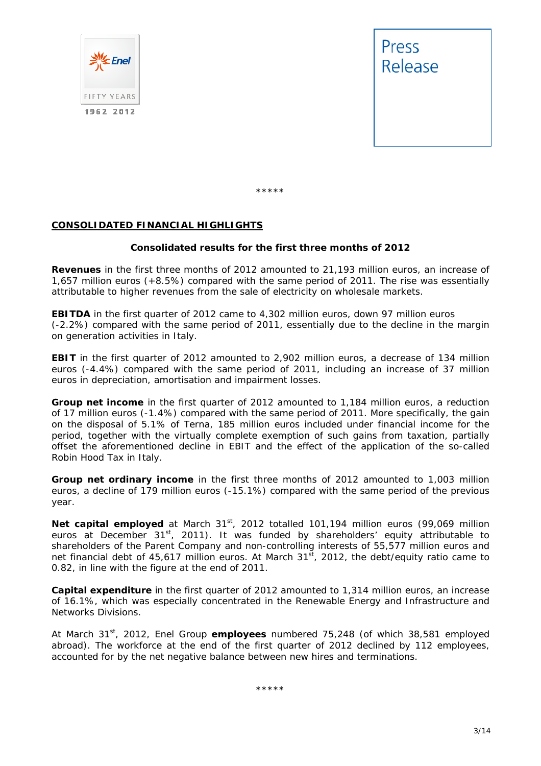\*\*\*\*\*

## CONSOLIDATED FINANCIAL HIGHLIGHTS

**Consolidated results for the first three months of 2012**

**Revenues** in the first three months of 2012 amounted to 21,193 million euros, an increase of 1,657 million euros (+8.5%) compared with the same period of 2011. The rise was essentially attributable to higher revenues from the sale of electricity on wholesale markets.

**EBITDA** in the first quarter of 2012 came to 4,302 million euros, down 97 million euros (-2.2%) compared with the same period of 2011, essentially due to the decline in the margin on generation activities in Italy.

**EBIT** in the first quarter of 2012 amounted to 2,902 million euros, a decrease of 134 million euros (-4.4%) compared with the same period of 2011, including an increase of 37 million euros in depreciation, amortisation and impairment losses.

**Group net income** in the first quarter of 2012 amounted to 1,184 million euros, a reduction of 17 million euros (-1.4%) compared with the same period of 2011. More specifically, the gain on the disposal of 5.1% of Terna, 185 million euros included under financial income for the period, together with the virtually complete exemption of such gains from taxation, partially offset the aforementioned decline in EBIT and the effect of the application of the so-called Robin Hood Tax in Italy.

**Group net ordinary income** in the first three months of 2012 amounted to 1,003 million euros, a decline of 179 million euros (-15.1%) compared with the same period of the previous year.

**Net capital employed** at March 31st, 2012 totalled 101,194 million euros (99,069 million euros at December 31st, 2011). It was funded by shareholders' equity attributable to shareholders of the Parent Company and non-controlling interests of 55,577 million euros and net financial debt of 45,617 million euros. At March 31st, 2012, the debt/equity ratio came to 0.82, in line with the figure at the end of 2011.

**Capital expenditure** in the first quarter of 2012 amounted to 1,314 million euros, an increase of 16.1%, which was especially concentrated in the Renewable Energy and Infrastructure and Networks Divisions.

At March 31st, 2012, Enel Group **employees** numbered 75,248 (of which 38,581 employed abroad). The workforce at the end of the first quarter of 2012 declined by 112 employees, accounted for by the net negative balance between new hires and terminations.

\*\*\*\*\*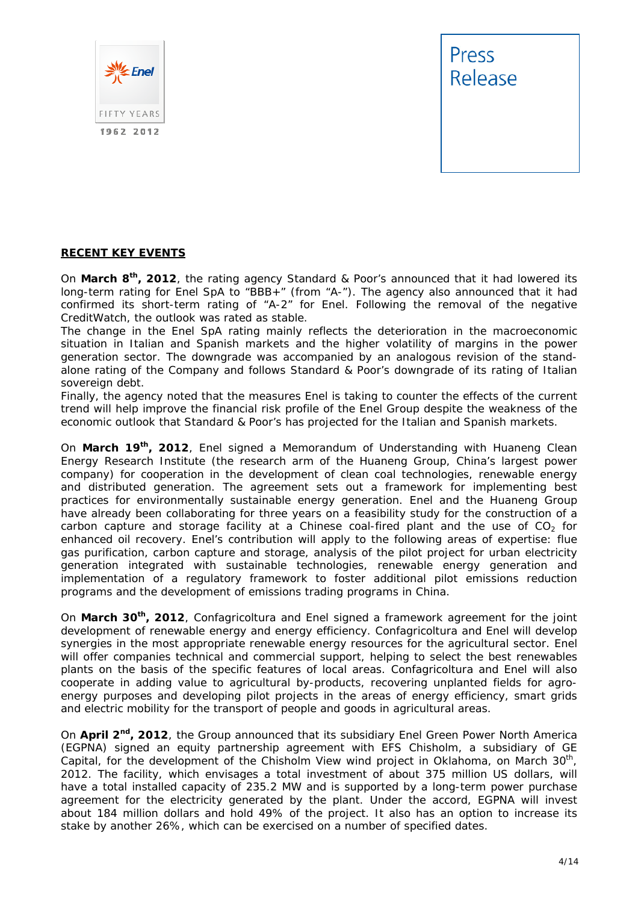**RECENT KEY EVENTS**

On **March 8th, 2012**, the rating agency Standard & Poor's announced that it had lowered its long-term rating for Enel SpA to "BBB+" (from "A-"). The agency also announced that it had confirmed its short-term rating of "A-2" for Enel. Following the removal of the negative CreditWatch, the outlook was rated as stable.
The change in the Enel SpA rating mainly reflects the deterioration in the macroeconomic situation in Italian and Spanish markets and the higher volatility of margins in the power generation sector. The downgrade was accompanied by an analogous revision of the stand-alone rating of the Company and follows Standard & Poor's downgrade of its rating of Italian sovereign debt.
Finally, the agency noted that the measures Enel is taking to counter the effects of the current trend will help improve the financial risk profile of the Enel Group despite the weakness of the economic outlook that Standard & Poor's has projected for the Italian and Spanish markets.

On **March 19th, 2012**, Enel signed a Memorandum of Understanding with Huaneng Clean Energy Research Institute (the research arm of the Huaneng Group, China's largest power company) for cooperation in the development of clean coal technologies, renewable energy and distributed generation. The agreement sets out a framework for implementing best practices for environmentally sustainable energy generation. Enel and the Huaneng Group have already been collaborating for three years on a feasibility study for the construction of a carbon capture and storage facility at a Chinese coal-fired plant and the use of $CO_2$ for enhanced oil recovery. Enel's contribution will apply to the following areas of expertise: flue gas purification, carbon capture and storage, analysis of the pilot project for urban electricity generation integrated with sustainable technologies, renewable energy generation and implementation of a regulatory framework to foster additional pilot emissions reduction programs and the development of emissions trading programs in China.

On **March 30th, 2012**, Confagricoltura and Enel signed a framework agreement for the joint development of renewable energy and energy efficiency. Confagricoltura and Enel will develop synergies in the most appropriate renewable energy resources for the agricultural sector. Enel will offer companies technical and commercial support, helping to select the best renewables plants on the basis of the specific features of local areas. Confagricoltura and Enel will also cooperate in adding value to agricultural by-products, recovering unplanted fields for agro-energy purposes and developing pilot projects in the areas of energy efficiency, smart grids and electric mobility for the transport of people and goods in agricultural areas.

On **April 2nd, 2012**, the Group announced that its subsidiary Enel Green Power North America (EGPNA) signed an equity partnership agreement with EFS Chisholm, a subsidiary of GE Capital, for the development of the Chisholm View wind project in Oklahoma, on March 30th, 2012. The facility, which envisages a total investment of about 375 million US dollars, will have a total installed capacity of 235.2 MW and is supported by a long-term power purchase agreement for the electricity generated by the plant. Under the accord, EGPNA will invest about 184 million dollars and hold 49% of the project. It also has an option to increase its stake by another 26%, which can be exercised on a number of specified dates.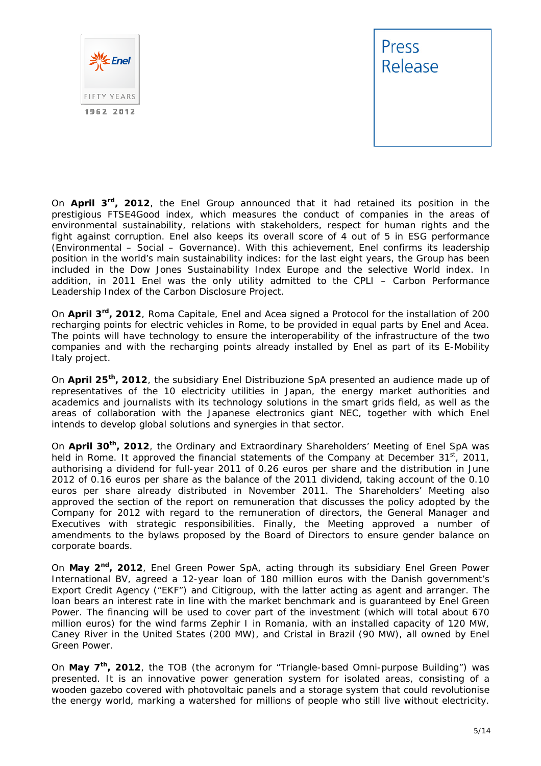On **April 3rd, 2012**, the Enel Group announced that it had retained its position in the prestigious FTSE4Good index, which measures the conduct of companies in the areas of environmental sustainability, relations with stakeholders, respect for human rights and the fight against corruption. Enel also keeps its overall score of 4 out of 5 in ESG performance (Environmental – Social – Governance). With this achievement, Enel confirms its leadership position in the world's main sustainability indices: for the last eight years, the Group has been included in the Dow Jones Sustainability Index Europe and the selective World index. In addition, in 2011 Enel was the only utility admitted to the CPLI – Carbon Performance Leadership Index of the Carbon Disclosure Project.

On **April 3rd, 2012**, Roma Capitale, Enel and Acea signed a Protocol for the installation of 200 recharging points for electric vehicles in Rome, to be provided in equal parts by Enel and Acea. The points will have technology to ensure the interoperability of the infrastructure of the two companies and with the recharging points already installed by Enel as part of its E-Mobility Italy project.

On **April 25th, 2012**, the subsidiary Enel Distribuzione SpA presented an audience made up of representatives of the 10 electricity utilities in Japan, the energy market authorities and academics and journalists with its technology solutions in the smart grids field, as well as the areas of collaboration with the Japanese electronics giant NEC, together with which Enel intends to develop global solutions and synergies in that sector.

On **April 30th, 2012**, the Ordinary and Extraordinary Shareholders' Meeting of Enel SpA was held in Rome. It approved the financial statements of the Company at December 31st, 2011, authorising a dividend for full-year 2011 of 0.26 euros per share and the distribution in June 2012 of 0.16 euros per share as the balance of the 2011 dividend, taking account of the 0.10 euros per share already distributed in November 2011. The Shareholders' Meeting also approved the section of the report on remuneration that discusses the policy adopted by the Company for 2012 with regard to the remuneration of directors, the General Manager and Executives with strategic responsibilities. Finally, the Meeting approved a number of amendments to the bylaws proposed by the Board of Directors to ensure gender balance on corporate boards.

On **May 2nd, 2012**, Enel Green Power SpA, acting through its subsidiary Enel Green Power International BV, agreed a 12-year loan of 180 million euros with the Danish government's Export Credit Agency ("EKF") and Citigroup, with the latter acting as agent and arranger. The loan bears an interest rate in line with the market benchmark and is guaranteed by Enel Green Power. The financing will be used to cover part of the investment (which will total about 670 million euros) for the wind farms Zephir I in Romania, with an installed capacity of 120 MW, Caney River in the United States (200 MW), and Cristal in Brazil (90 MW), all owned by Enel Green Power.

On **May 7th, 2012**, the TOB (the acronym for "Triangle-based Omni-purpose Building") was presented. It is an innovative power generation system for isolated areas, consisting of a wooden gazebo covered with photovoltaic panels and a storage system that could revolutionise the energy world, marking a watershed for millions of people who still live without electricity.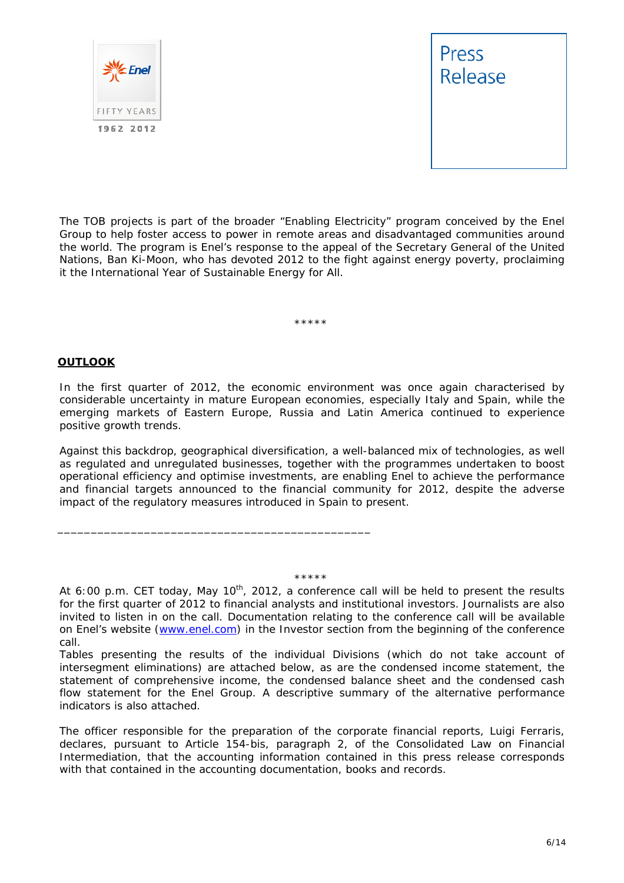The TOB projects is part of the broader "Enabling Electricity" program conceived by the Enel Group to help foster access to power in remote areas and disadvantaged communities around the world. The program is Enel's response to the appeal of the Secretary General of the United Nations, Ban Ki-Moon, who has devoted 2012 to the fight against energy poverty, proclaiming it the International Year of Sustainable Energy for All.

*****

## **OUTLOOK**

In the first quarter of 2012, the economic environment was once again characterised by considerable uncertainty in mature European economies, especially Italy and Spain, while the emerging markets of Eastern Europe, Russia and Latin America continued to experience positive growth trends.

Against this backdrop, geographical diversification, a well-balanced mix of technologies, as well as regulated and unregulated businesses, together with the programmes undertaken to boost operational efficiency and optimise investments, are enabling Enel to achieve the performance and financial targets announced to the financial community for 2012, despite the adverse impact of the regulatory measures introduced in Spain to present.

_______________________________________________

*****

At 6:00 p.m. CET today, May 10th, 2012, a conference call will be held to present the results for the first quarter of 2012 to financial analysts and institutional investors. Journalists are also invited to listen in on the call. Documentation relating to the conference call will be available on Enel's website (www.enel.com) in the Investor section from the beginning of the conference call.

Tables presenting the results of the individual Divisions (which do not take account of intersegment eliminations) are attached below, as are the condensed income statement, the statement of comprehensive income, the condensed balance sheet and the condensed cash flow statement for the Enel Group. A descriptive summary of the alternative performance indicators is also attached.

The officer responsible for the preparation of the corporate financial reports, Luigi Ferraris, declares, pursuant to Article 154-bis, paragraph 2, of the Consolidated Law on Financial Intermediation, that the accounting information contained in this press release corresponds with that contained in the accounting documentation, books and records.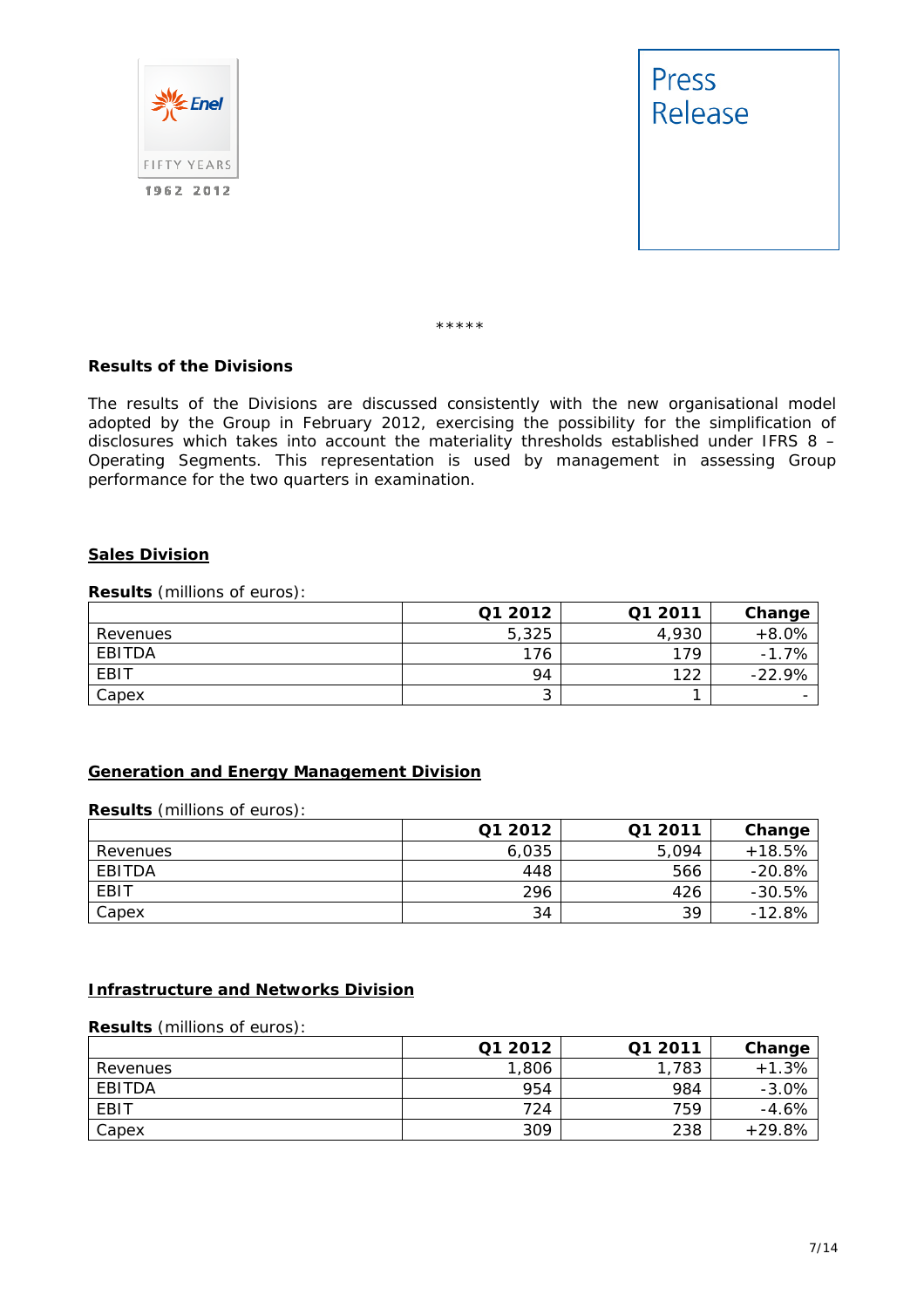\*\*\*\*\*

**Results of the Divisions**

The results of the Divisions are discussed consistently with the new organisational model adopted by the Group in February 2012, exercising the possibility for the simplification of disclosures which takes into account the materiality thresholds established under IFRS 8 – Operating Segments. This representation is used by management in assessing Group performance for the two quarters in examination.

**Sales Division**

**Results** (millions of euros):

| | Q1 2012 | Q1 2011 | Change |
|---|---|---|---|
| Revenues | 5,325 | 4,930 | +8.0% |
| EBITDA | 176 | 179 | -1.7% |
| EBIT | 94 | 122 | -22.9% |
| Capex | 3 | 1 | - |

**Generation and Energy Management Division**

**Results** (millions of euros):

| | Q1 2012 | Q1 2011 | Change |
|---|---|---|---|
| Revenues | 6,035 | 5,094 | +18.5% |
| EBITDA | 448 | 566 | -20.8% |
| EBIT | 296 | 426 | -30.5% |
| Capex | 34 | 39 | -12.8% |

**Infrastructure and Networks Division**

**Results** (millions of euros):

| | Q1 2012 | Q1 2011 | Change |
|---|---|---|---|
| Revenues | 1,806 | 1,783 | +1.3% |
| EBITDA | 954 | 984 | -3.0% |
| EBIT | 724 | 759 | -4.6% |
| Capex | 309 | 238 | +29.8% |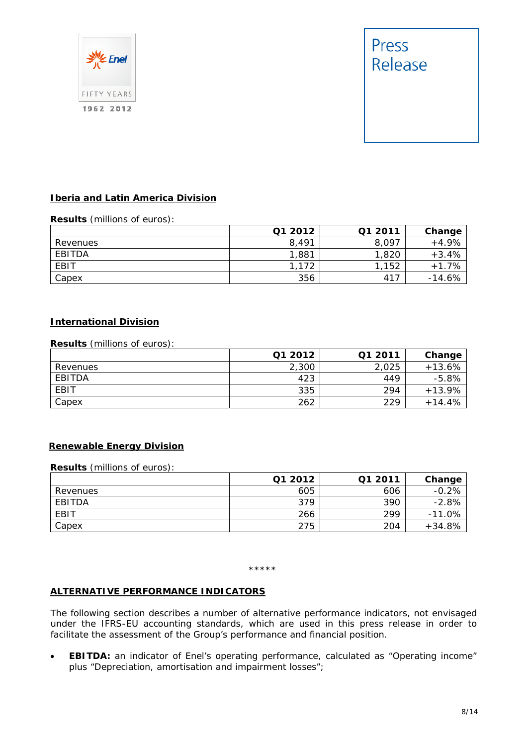## Iberia and Latin America Division

**Results** (millions of euros):

| | Q1 2012 | Q1 2011 | Change |
|---|---|---|---|
| Revenues | 8,491 | 8,097 | +4.9% |
| EBITDA | 1,881 | 1,820 | +3.4% |
| EBIT | 1,172 | 1,152 | +1.7% |
| Capex | 356 | 417 | -14.6% |

## International Division

**Results** (millions of euros):

| | Q1 2012 | Q1 2011 | Change |
|---|---|---|---|
| Revenues | 2,300 | 2,025 | +13.6% |
| EBITDA | 423 | 449 | -5.8% |
| EBIT | 335 | 294 | +13.9% |
| Capex | 262 | 229 | +14.4% |

## Renewable Energy Division

**Results** (millions of euros):

| | Q1 2012 | Q1 2011 | Change |
|---|---|---|---|
| Revenues | 605 | 606 | -0.2% |
| EBITDA | 379 | 390 | -2.8% |
| EBIT | 266 | 299 | -11.0% |
| Capex | 275 | 204 | +34.8% |

*****

## ALTERNATIVE PERFORMANCE INDICATORS

The following section describes a number of alternative performance indicators, not envisaged under the IFRS-EU accounting standards, which are used in this press release in order to facilitate the assessment of the Group's performance and financial position.

- **EBITDA:** an indicator of Enel's operating performance, calculated as "Operating income" plus "Depreciation, amortisation and impairment losses";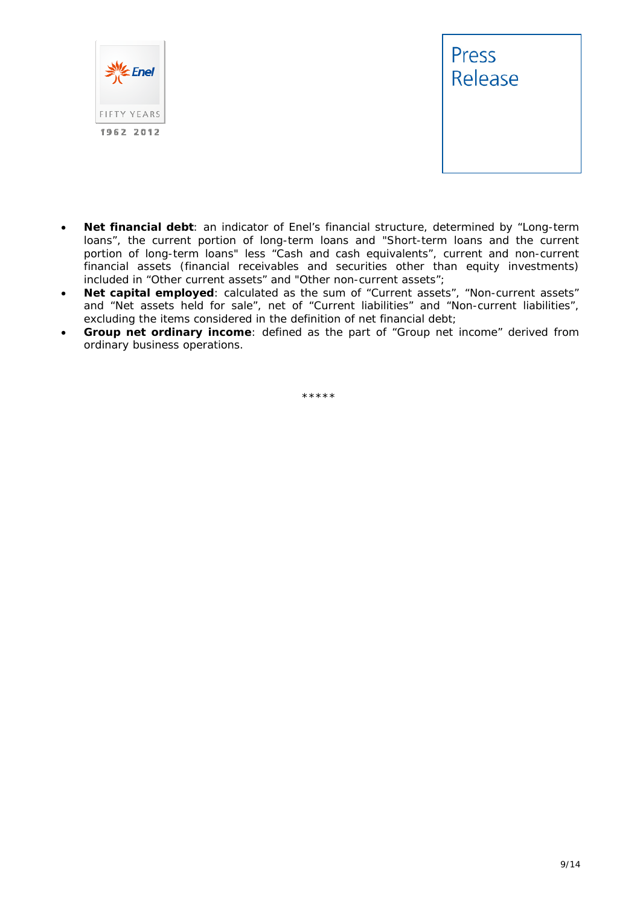- **Net financial debt**: an indicator of Enel's financial structure, determined by "Long-term loans", the current portion of long-term loans and "Short-term loans and the current portion of long-term loans" less "Cash and cash equivalents", current and non-current financial assets (financial receivables and securities other than equity investments) included in "Other current assets" and "Other non-current assets";
- **Net capital employed**: calculated as the sum of "Current assets", "Non-current assets" and "Net assets held for sale", net of "Current liabilities" and "Non-current liabilities", excluding the items considered in the definition of net financial debt;
- **Group net ordinary income**: defined as the part of "Group net income" derived from ordinary business operations.

*****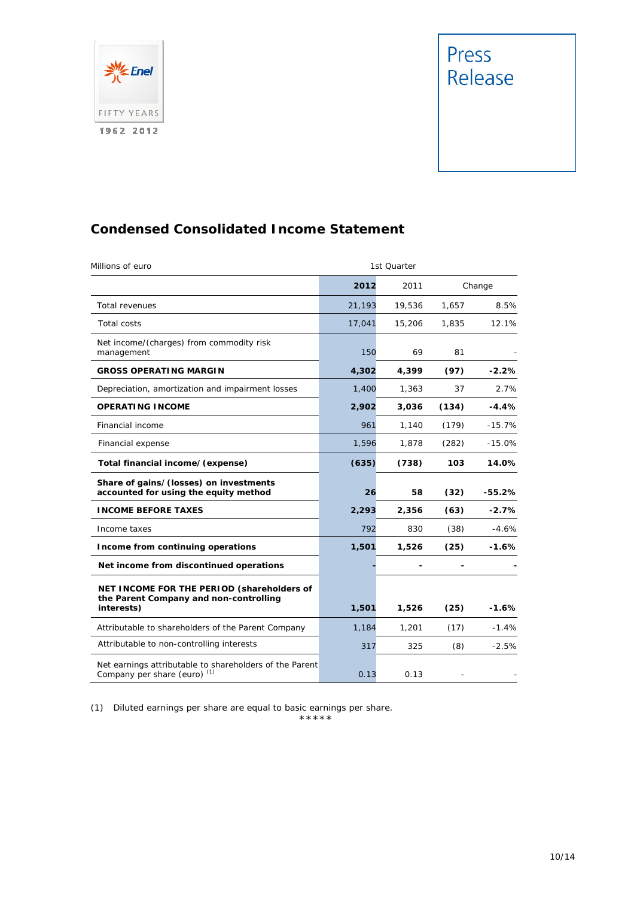Press Release

## Condensed Consolidated Income Statement

| Millions of euro | 1st Quarter | | | |
|---|---|---|---|---|
| | **2012** | 2011 | Change | |
| Total revenues | 21,193 | 19,536 | 1,657 | 8.5% |
| Total costs | 17,041 | 15,206 | 1,835 | 12.1% |
| Net income/(charges) from commodity risk management | 150 | 69 | 81 | - |
| **GROSS OPERATING MARGIN** | **4,302** | **4,399** | **(97)** | **-2.2%** |
| Depreciation, amortization and impairment losses | 1,400 | 1,363 | 37 | 2.7% |
| **OPERATING INCOME** | **2,902** | **3,036** | **(134)** | **-4.4%** |
| Financial income | 961 | 1,140 | (179) | -15.7% |
| Financial expense | 1,596 | 1,878 | (282) | -15.0% |
| **Total financial income/(expense)** | **(635)** | **(738)** | **103** | **14.0%** |
| **Share of gains/(losses) on investments accounted for using the equity method** | **26** | **58** | **(32)** | **-55.2%** |
| **INCOME BEFORE TAXES** | **2,293** | **2,356** | **(63)** | **-2.7%** |
| Income taxes | 792 | 830 | (38) | -4.6% |
| **Income from continuing operations** | **1,501** | **1,526** | **(25)** | **-1.6%** |
| **Net income from discontinued operations** | **-** | **-** | **-** | **-** |
| **NET INCOME FOR THE PERIOD (shareholders of the Parent Company and non-controlling interests)** | **1,501** | **1,526** | **(25)** | **-1.6%** |
| Attributable to shareholders of the Parent Company | 1,184 | 1,201 | (17) | -1.4% |
| Attributable to non-controlling interests | 317 | 325 | (8) | -2.5% |
| Net earnings attributable to shareholders of the Parent Company per share (euro) (1) | 0.13 | 0.13 | - | - |

(1) Diluted earnings per share are equal to basic earnings per share.

*****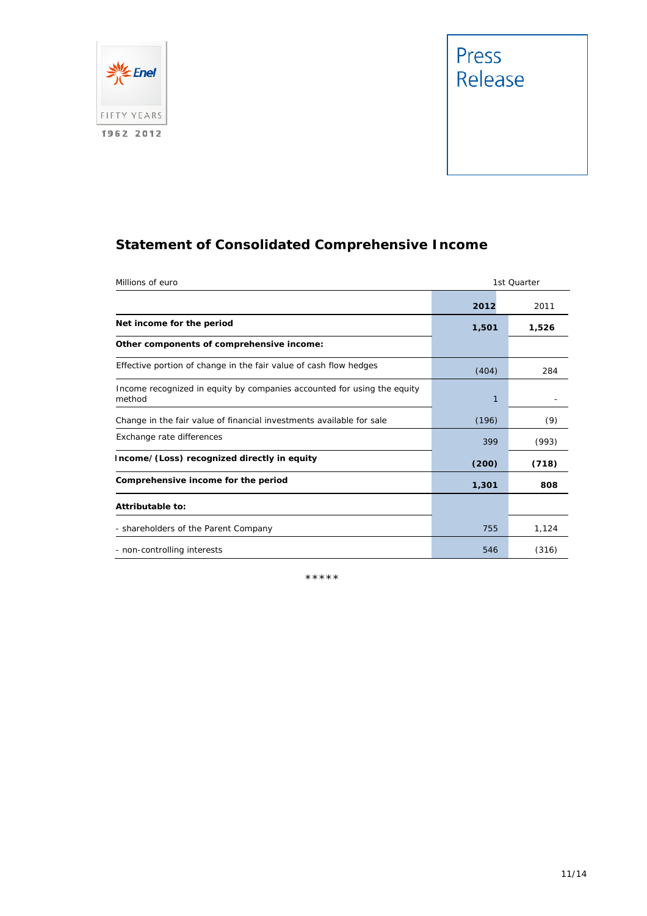## Statement of Consolidated Comprehensive Income

| Millions of euro | 1st Quarter | |
|---|---|---|
| | **2012** | 2011 |
| **Net income for the period** | **1,501** | **1,526** |
| **Other components of comprehensive income:** | | |
| Effective portion of change in the fair value of cash flow hedges | (404) | 284 |
| Income recognized in equity by companies accounted for using the equity method | 1 | - |
| Change in the fair value of financial investments available for sale | (196) | (9) |
| Exchange rate differences | 399 | (993) |
| **Income/(Loss) recognized directly in equity** | **(200)** | **(718)** |
| **Comprehensive income for the period** | **1,301** | **808** |
| **Attributable to:** | | |
| - shareholders of the Parent Company | 755 | 1,124 |
| - non-controlling interests | 546 | (316) |

*****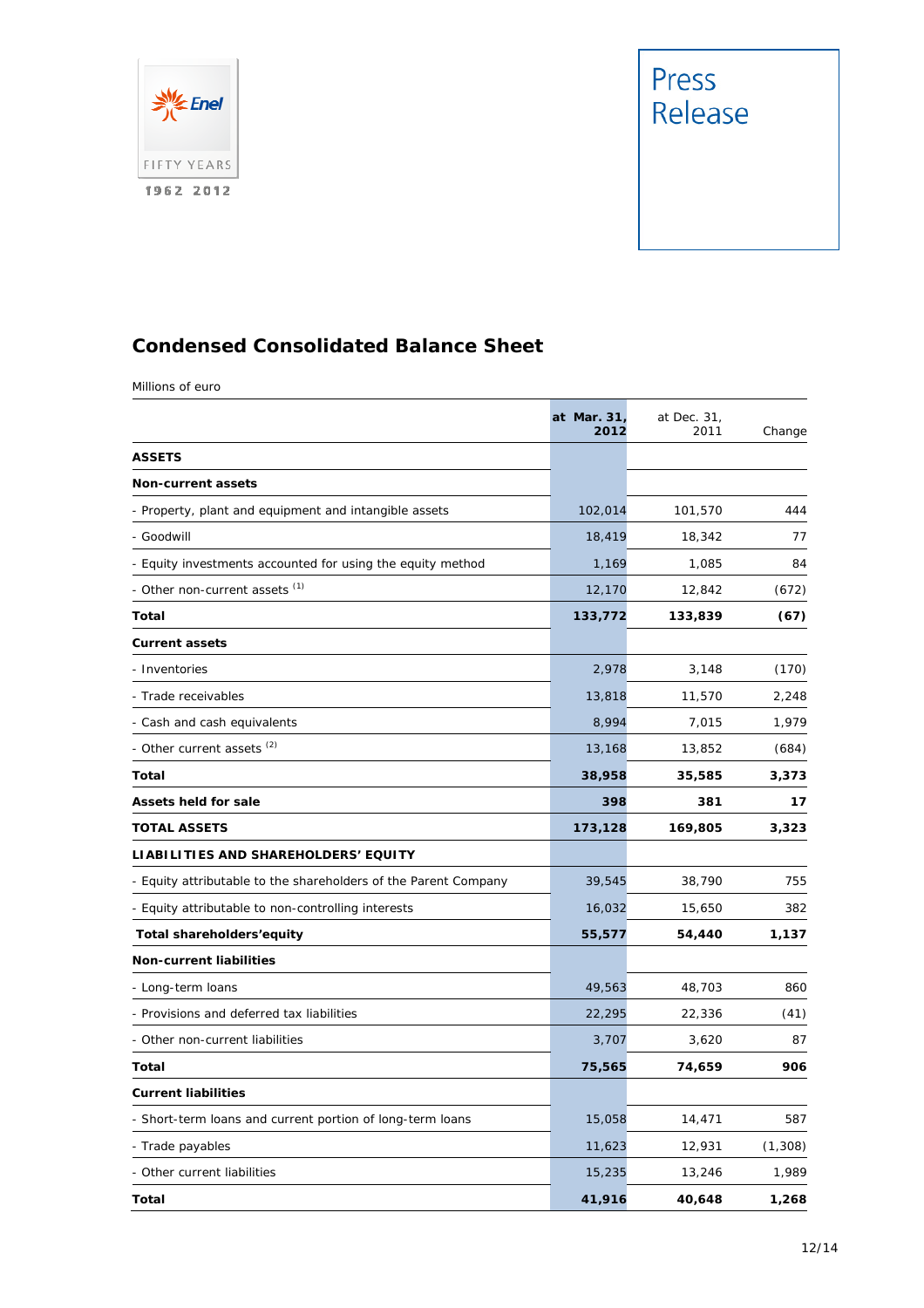Press Release

## Condensed Consolidated Balance Sheet

Millions of euro

| | at Mar. 31, 2012 | at Dec. 31, 2011 | Change |
|---|---|---|---|
| **ASSETS** | | | |
| **Non-current assets** | | | |
| - Property, plant and equipment and intangible assets | 102,014 | 101,570 | 444 |
| - Goodwill | 18,419 | 18,342 | 77 |
| - Equity investments accounted for using the equity method | 1,169 | 1,085 | 84 |
| - Other non-current assets [1] | 12,170 | 12,842 | (672) |
| **Total** | **133,772** | **133,839** | **(67)** |
| **Current assets** | | | |
| - Inventories | 2,978 | 3,148 | (170) |
| - Trade receivables | 13,818 | 11,570 | 2,248 |
| - Cash and cash equivalents | 8,994 | 7,015 | 1,979 |
| - Other current assets [2] | 13,168 | 13,852 | (684) |
| **Total** | **38,958** | **35,585** | **3,373** |
| **Assets held for sale** | **398** | **381** | **17** |
| **TOTAL ASSETS** | **173,128** | **169,805** | **3,323** |
| **LIABILITIES AND SHAREHOLDERS' EQUITY** | | | |
| - Equity attributable to the shareholders of the Parent Company | 39,545 | 38,790 | 755 |
| - Equity attributable to non-controlling interests | 16,032 | 15,650 | 382 |
| **Total shareholders'equity** | **55,577** | **54,440** | **1,137** |
| **Non-current liabilities** | | | |
| - Long-term loans | 49,563 | 48,703 | 860 |
| - Provisions and deferred tax liabilities | 22,295 | 22,336 | (41) |
| - Other non-current liabilities | 3,707 | 3,620 | 87 |
| **Total** | **75,565** | **74,659** | **906** |
| **Current liabilities** | | | |
| - Short-term loans and current portion of long-term loans | 15,058 | 14,471 | 587 |
| - Trade payables | 11,623 | 12,931 | (1,308) |
| - Other current liabilities | 15,235 | 13,246 | 1,989 |
| **Total** | **41,916** | **40,648** | **1,268** |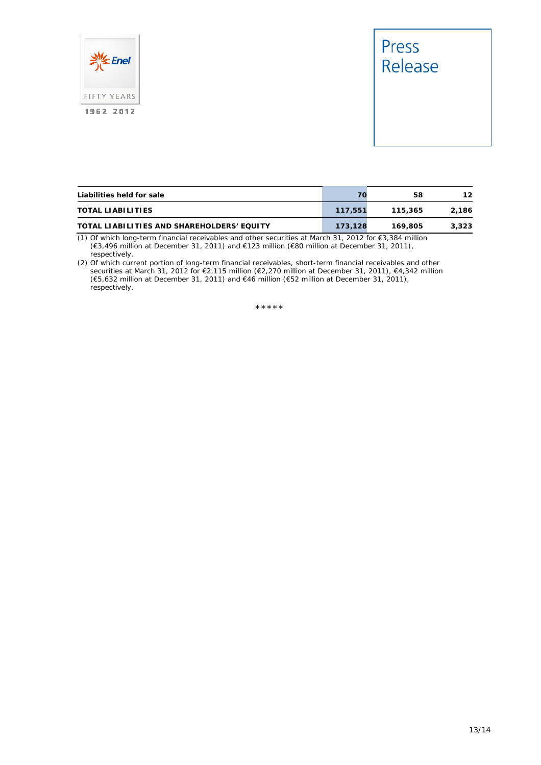|  |  |  |  |
|---|---|---|---|
| **Liabilities held for sale** | **70** | **58** | **12** |
| **TOTAL LIABILITIES** | **117,551** | **115,365** | **2,186** |
| **TOTAL LIABILITIES AND SHAREHOLDERS' EQUITY** | **173,128** | **169,805** | **3,323** |

(1) Of which long-term financial receivables and other securities at March 31, 2012 for €3,384 million (€3,496 million at December 31, 2011) and €123 million (€80 million at December 31, 2011), respectively.

(2) Of which current portion of long-term financial receivables, short-term financial receivables and other securities at March 31, 2012 for €2,115 million (€2,270 million at December 31, 2011), €4,342 million (€5,632 million at December 31, 2011) and €46 million (€52 million at December 31, 2011), respectively.

*****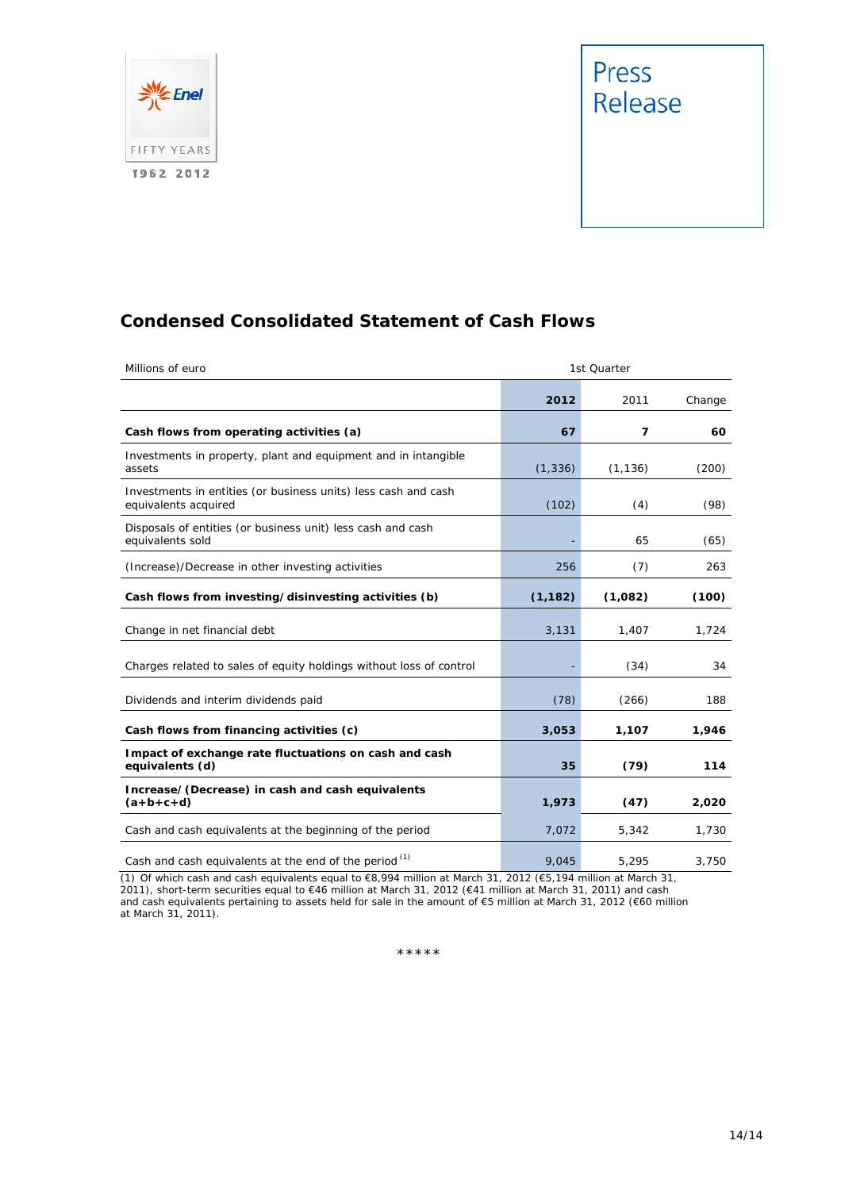## Condensed Consolidated Statement of Cash Flows

| Millions of euro | 1st Quarter | | |
|---|---|---|---|
| | **2012** | 2011 | Change |
| **Cash flows from operating activities (a)** | **67** | **7** | **60** |
| Investments in property, plant and equipment and in intangible assets | (1,336) | (1,136) | (200) |
| Investments in entities (or business units) less cash and cash equivalents acquired | (102) | (4) | (98) |
| Disposals of entities (or business unit) less cash and cash equivalents sold | - | 65 | (65) |
| (Increase)/Decrease in other investing activities | 256 | (7) | 263 |
| **Cash flows from investing/disinvesting activities (b)** | **(1,182)** | **(1,082)** | **(100)** |
| Change in net financial debt | 3,131 | 1,407 | 1,724 |
| Charges related to sales of equity holdings without loss of control | - | (34) | 34 |
| Dividends and interim dividends paid | (78) | (266) | 188 |
| **Cash flows from financing activities (c)** | **3,053** | **1,107** | **1,946** |
| **Impact of exchange rate fluctuations on cash and cash equivalents (d)** | **35** | **(79)** | **114** |
| **Increase/(Decrease) in cash and cash equivalents (a+b+c+d)** | **1,973** | **(47)** | **2,020** |
| Cash and cash equivalents at the beginning of the period | 7,072 | 5,342 | 1,730 |
| Cash and cash equivalents at the end of the period [1] | 9,045 | 5,295 | 3,750 |

(1) Of which cash and cash equivalents equal to €8,994 million at March 31, 2012 (€5,194 million at March 31, 2011), short-term securities equal to €46 million at March 31, 2012 (€41 million at March 31, 2011) and cash and cash equivalents pertaining to assets held for sale in the amount of €5 million at March 31, 2012 (€60 million at March 31, 2011).

*****